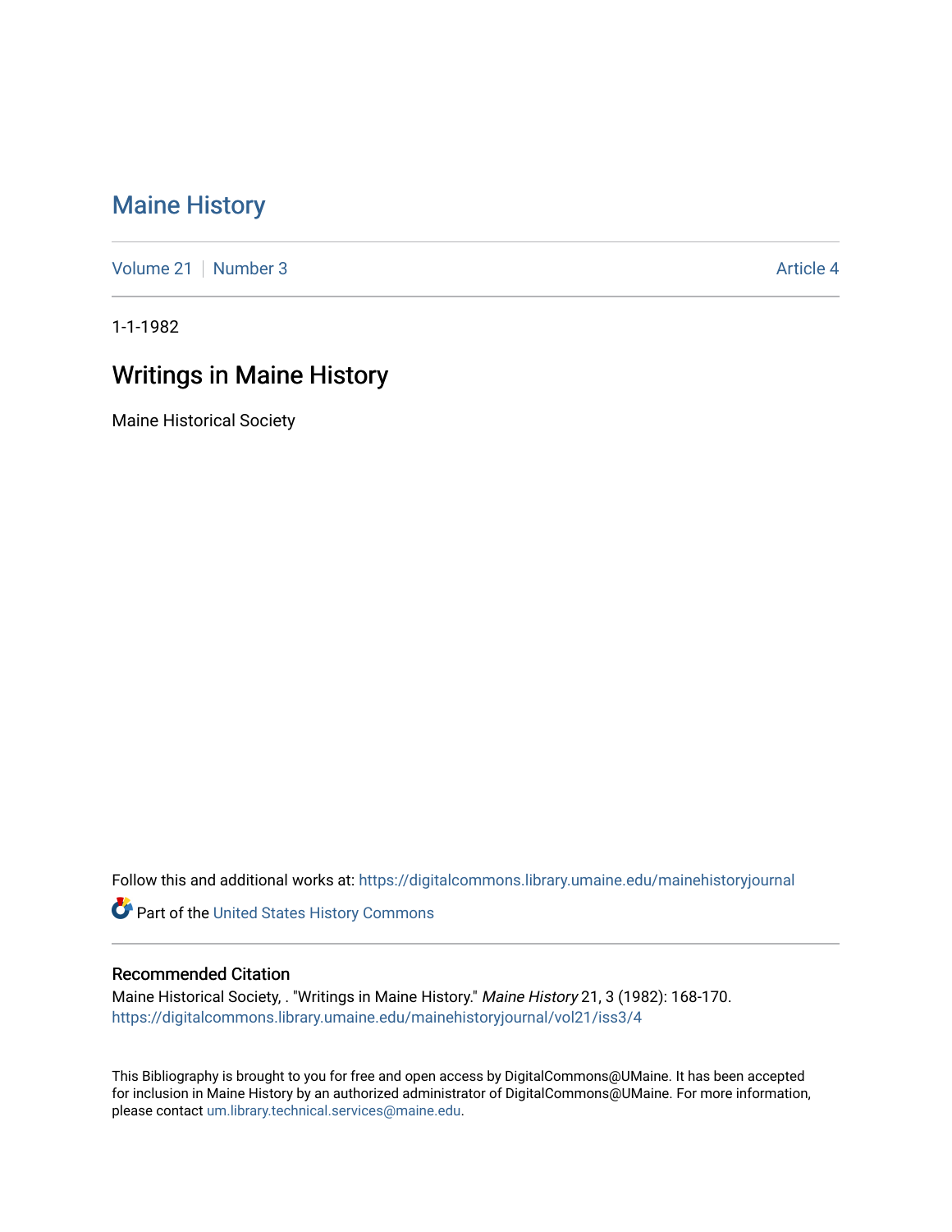# Maine History

Volume 21 | Number 3 | Article 4

1-1-1982

## Writings in Maine History

Maine Historical Society

Follow this and additional works at: https://digitalcommons.library.umaine.edu/mainehistoryjournal

Part of the United States History Commons

### Recommended Citation

Maine Historical Society, . "Writings in Maine History." *Maine History* 21, 3 (1982): 168-170. https://digitalcommons.library.umaine.edu/mainehistoryjournal/vol21/iss3/4

This Bibliography is brought to you for free and open access by DigitalCommons@UMaine. It has been accepted for inclusion in Maine History by an authorized administrator of DigitalCommons@UMaine. For more information, please contact um.library.technical.services@maine.edu.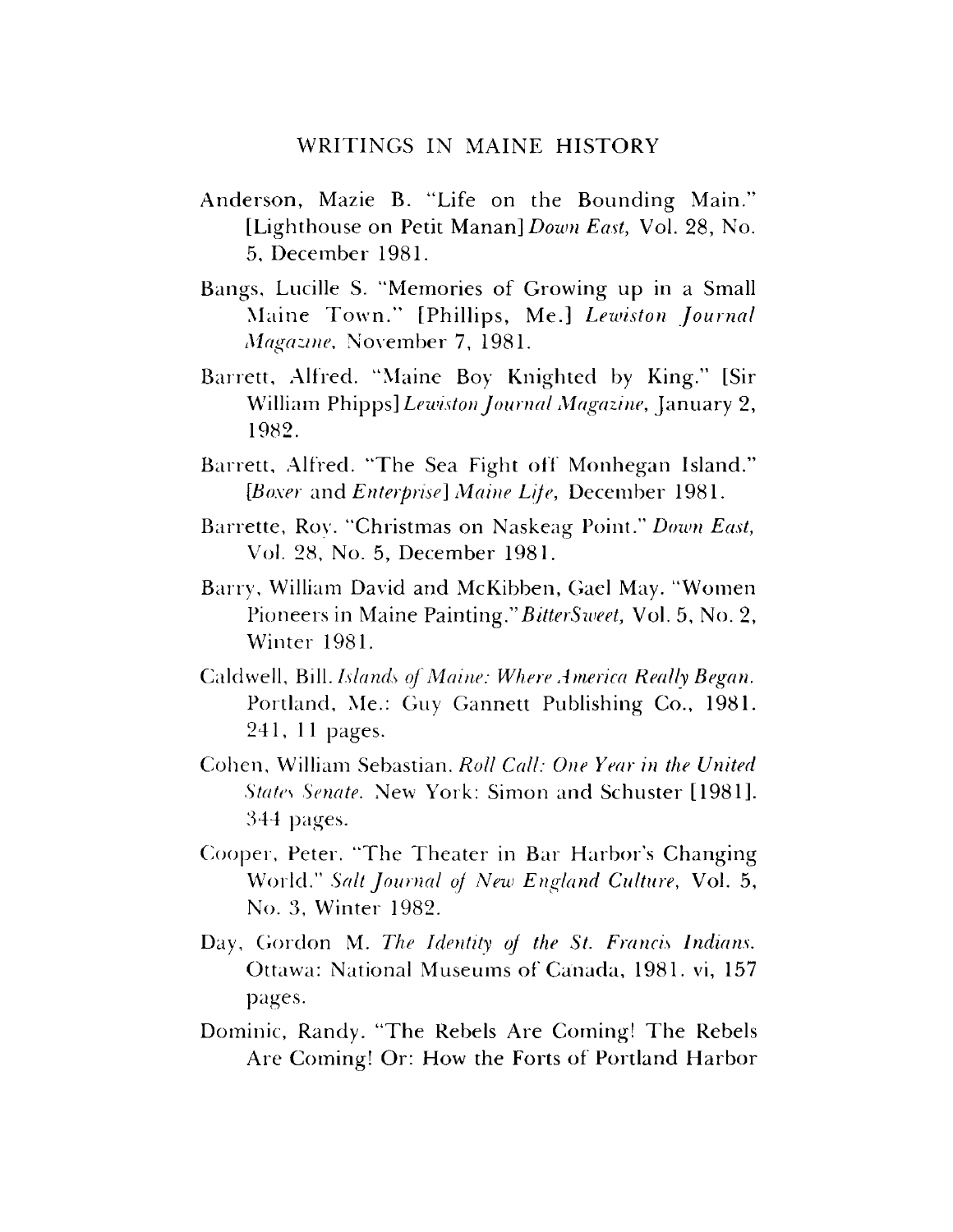## WRITINGS IN MAINE HISTORY

Anderson, Mazie B. "Life on the Bounding Main." [Lighthouse on Petit Manan] *Down East,* Vol. 28, No. 5, December 1981.

Bangs, Lucille S. "Memories of Growing up in a Small Maine Town." [Phillips, Me.] *Lewiston Journal Magazine,* November 7, 1981.

Barrett, Alfred. "Maine Boy Knighted by King." [Sir William Phipps] *Lewiston Journal Magazine,* January 2, 1982.

Barrett, Alfred. "The Sea Fight off Monhegan Island." [*Boxer* and *Enterprise*] *Maine Life,* December 1981.

Barrette, Roy. "Christmas on Naskeag Point." *Down East,* Vol. 28, No. 5, December 1981.

Barry, William David and McKibben, Gael May. "Women Pioneers in Maine Painting." *BitterSweet,* Vol. 5, No. 2, Winter 1981.

Caldwell, Bill. *Islands of Maine: Where America Really Began.* Portland, Me.: Guy Gannett Publishing Co., 1981. 241, 11 pages.

Cohen, William Sebastian. *Roll Call: One Year in the United States Senate.* New York: Simon and Schuster [1981]. 344 pages.

Cooper, Peter. "The Theater in Bar Harbor's Changing World." *Salt Journal of New England Culture,* Vol. 5, No. 3, Winter 1982.

Day, Gordon M. *The Identity of the St. Francis Indians.* Ottawa: National Museums of Canada, 1981. vi, 157 pages.

Dominic, Randy. "The Rebels Are Coming! The Rebels Are Coming! Or: How the Forts of Portland Harbor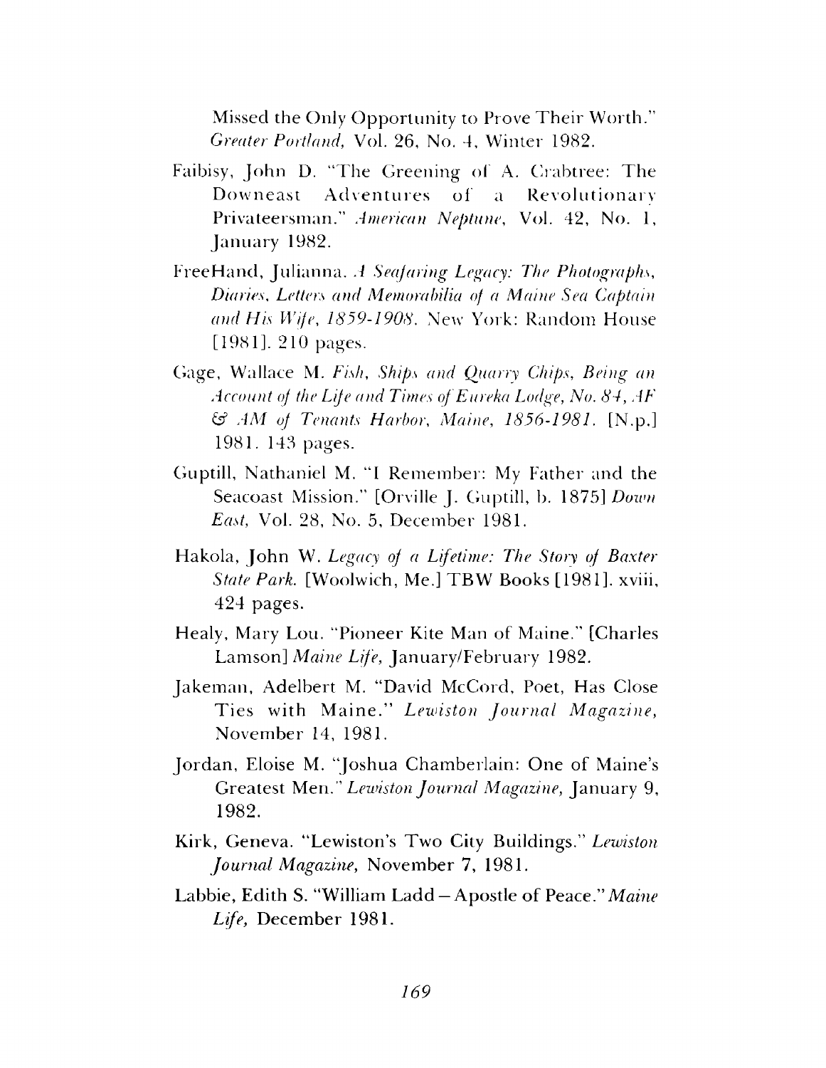Missed the Only Opportunity to Prove Their Worth." *Greater Portland,* Vol. 26, No. 4, Winter 1982.

Faibisy, John D. "The Greening of A. Crabtree: The Downeast Adventures of a Revolutionary Privateersman." *American Neptune,* Vol. 42, No. 1, January 1982.

FreeHand, Julianna. *A Seafaring Legacy: The Photographs, Diaries, Letters and Memorabilia of a Maine Sea Captain and His Wife, 1859-1908.* New York: Random House [1981]. 210 pages.

Gage, Wallace M. *Fish, Ships and Quarry Chips, Being an Account of the Life and Times of Eureka Lodge, No. 84, AF & AM of Tenants Harbor, Maine, 1856-1981.* [N.p.] 1981. 143 pages.

Guptill, Nathaniel M. "I Remember: My Father and the Seacoast Mission." [Orville J. Guptill, b. 1875] *Down East,* Vol. 28, No. 5, December 1981.

Hakola, John W. *Legacy of a Lifetime: The Story of Baxter State Park.* [Woolwich, Me.] TBW Books [1981]. xviii, 424 pages.

Healy, Mary Lou. "Pioneer Kite Man of Maine." [Charles Lamson] *Maine Life,* January/February 1982.

Jakeman, Adelbert M. "David McCord, Poet, Has Close Ties with Maine." *Lewiston Journal Magazine,* November 14, 1981.

Jordan, Eloise M. "Joshua Chamberlain: One of Maine's Greatest Men." *Lewiston Journal Magazine,* January 9, 1982.

Kirk, Geneva. "Lewiston's Two City Buildings." *Lewiston Journal Magazine,* November 7, 1981.

Labbie, Edith S. "William Ladd – Apostle of Peace." *Maine Life,* December 1981.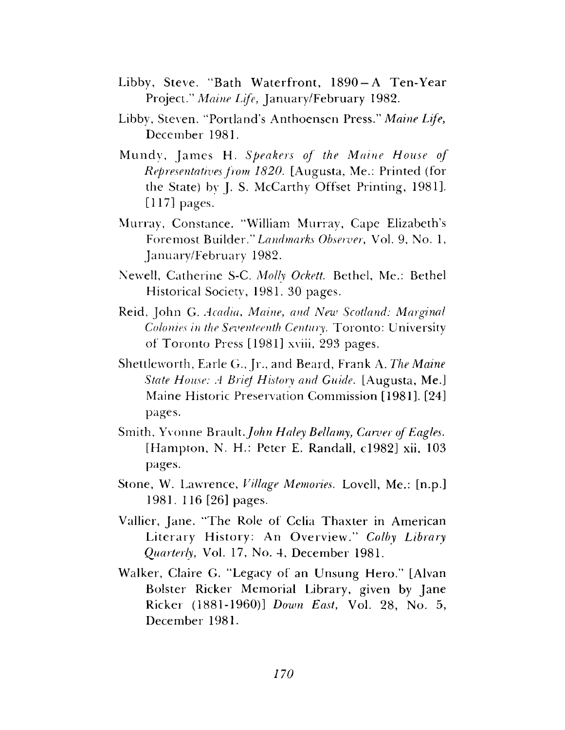Libby, Steve. "Bath Waterfront, 1890 – A Ten-Year Project." *Maine Life,* January/February 1982.

Libby, Steven. "Portland's Anthoensen Press." *Maine Life,* December 1981.

Mundy, James H. *Speakers of the Maine House of Representatives from 1820.* [Augusta, Me.: Printed (for the State) by J. S. McCarthy Offset Printing, 1981]. [117] pages.

Murray, Constance. "William Murray, Cape Elizabeth's Foremost Builder." *Landmarks Observer,* Vol. 9, No. 1, January/February 1982.

Newell, Catherine S-C. *Molly Ockett.* Bethel, Me.: Bethel Historical Society, 1981. 30 pages.

Reid, John G. *Acadia, Maine, and New Scotland: Marginal Colonies in the Seventeenth Century.* Toronto: University of Toronto Press [1981] xviii, 293 pages.

Shettleworth, Earle G., Jr., and Beard, Frank A. *The Maine State House: A Brief History and Guide.* [Augusta, Me.] Maine Historic Preservation Commission [1981]. [24] pages.

Smith, Yvonne Brault. *John Haley Bellamy, Carver of Eagles.* [Hampton, N. H.: Peter E. Randall, c1982] xii, 103 pages.

Stone, W. Lawrence, *Village Memories.* Lovell, Me.: [n.p.] 1981. 116 [26] pages.

Vallier, Jane. "The Role of Celia Thaxter in American Literary History: An Overview." *Colby Library Quarterly,* Vol. 17, No. 4, December 1981.

Walker, Claire G. "Legacy of an Unsung Hero." [Alvan Bolster Ricker Memorial Library, given by Jane Ricker (1881-1960)] *Down East,* Vol. 28, No. 5, December 1981.